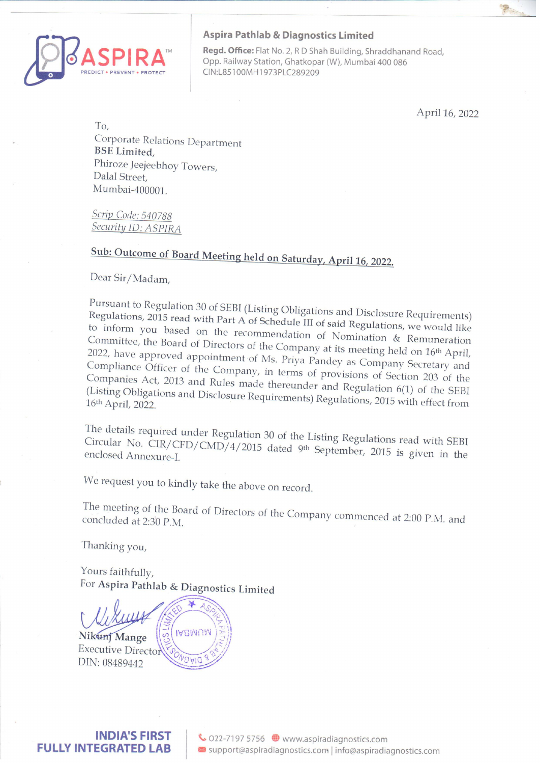**Aspira Pathlab & Diagnostics Limited**

**Regd. Office:** Flat No. 2, R D Shah Building, Shraddhanand Road, Opp. Railway Station, Ghatkopar (W), Mumbai 400 086
CIN:L85100MH1973PLC289209

April 16, 2022

To,
Corporate Relations Department
**BSE Limited,**
Phiroze Jeejeebhoy Towers,
Dalal Street,
Mumbai-400001.

*Scrip Code: 540788*
*Security ID: ASPIRA*

**Sub: Outcome of Board Meeting held on Saturday, April 16, 2022.**

Dear Sir/Madam,

Pursuant to Regulation 30 of SEBI (Listing Obligations and Disclosure Requirements) Regulations, 2015 read with Part A of Schedule III of said Regulations, we would like to inform you based on the recommendation of Nomination & Remuneration Committee, the Board of Directors of the Company at its meeting held on 16th April, 2022, have approved appointment of Ms. Priya Pandey as Company Secretary and Compliance Officer of the Company, in terms of provisions of Section 203 of the Companies Act, 2013 and Rules made thereunder and Regulation 6(1) of the SEBI (Listing Obligations and Disclosure Requirements) Regulations, 2015 with effect from 16th April, 2022.

The details required under Regulation 30 of the Listing Regulations read with SEBI Circular No. CIR/CFD/CMD/4/2015 dated 9th September, 2015 is given in the enclosed Annexure-I.

We request you to kindly take the above on record.

The meeting of the Board of Directors of the Company commenced at 2:00 P.M. and concluded at 2:30 P.M.

Thanking you,

Yours faithfully,
For **Aspira Pathlab & Diagnostics Limited**

Nikunj Mange
Executive Director
DIN: 08489442

**INDIA'S FIRST FULLY INTEGRATED LAB**

022-7197 5756 | www.aspiradiagnostics.com
support@aspiradiagnostics.com | info@aspiradiagnostics.com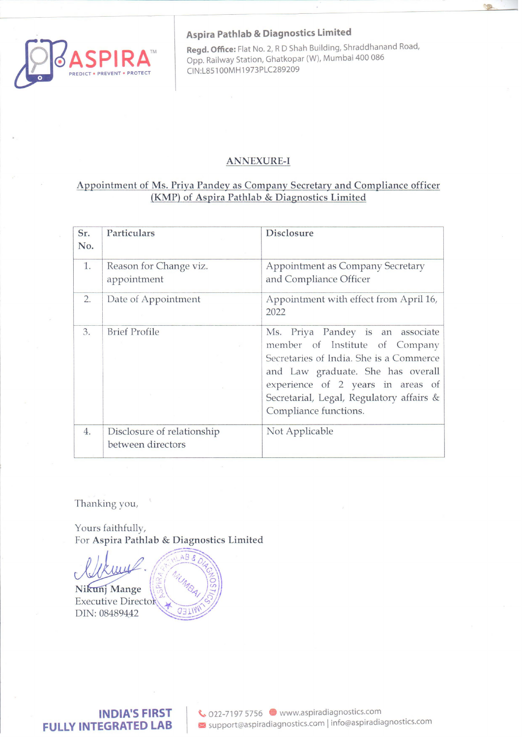Aspira Pathlab & Diagnostics Limited
**Regd. Office:** Flat No. 2, R D Shah Building, Shraddhanand Road, Opp. Railway Station, Ghatkopar (W), Mumbai 400 086
CIN:L85100MH1973PLC289209

## ANNEXURE-I

### Appointment of Ms. Priya Pandey as Company Secretary and Compliance officer (KMP) of Aspira Pathlab & Diagnostics Limited

| Sr. No. | Particulars | Disclosure |
|---|---|---|
| 1. | Reason for Change viz. appointment | Appointment as Company Secretary and Compliance Officer |
| 2. | Date of Appointment | Appointment with effect from April 16, 2022 |
| 3. | Brief Profile | Ms. Priya Pandey is an associate member of Institute of Company Secretaries of India. She is a Commerce and Law graduate. She has overall experience of 2 years in areas of Secretarial, Legal, Regulatory affairs & Compliance functions. |
| 4. | Disclosure of relationship between directors | Not Applicable |

Thanking you,

Yours faithfully,
For **Aspira Pathlab & Diagnostics Limited**

**Nikunj Mange**
Executive Director
DIN: 08489442

INDIA'S FIRST FULLY INTEGRATED LAB
022-7197 5756 | www.aspiradiagnostics.com
support@aspiradiagnostics.com | info@aspiradiagnostics.com